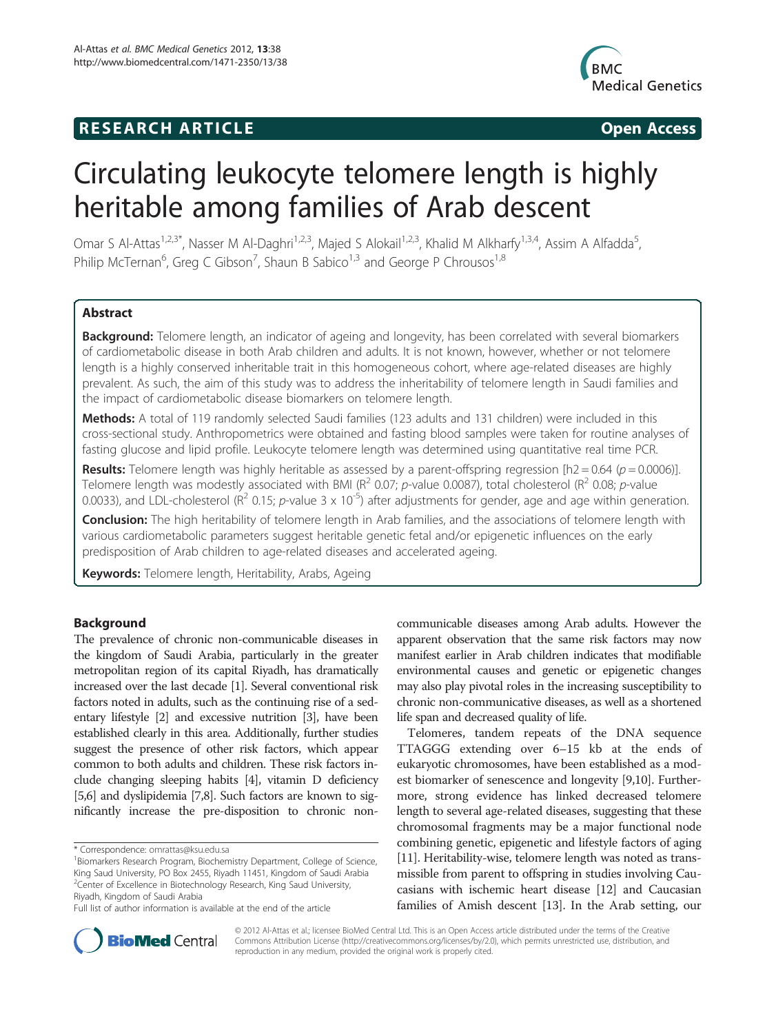**RESEARCH ARTICLE** **Open Access**

# Circulating leukocyte telomere length is highly heritable among families of Arab descent

Omar S Al-Attas[1,2,3*], Nasser M Al-Daghri[1,2,3], Majed S Alokail[1,2,3], Khalid M Alkharfy[1,3,4], Assim A Alfadda[5], Philip McTernan[6], Greg C Gibson[7], Shaun B Sabico[1,3] and George P Chrousos[1,8]

## Abstract

**Background:** Telomere length, an indicator of ageing and longevity, has been correlated with several biomarkers of cardiometabolic disease in both Arab children and adults. It is not known, however, whether or not telomere length is a highly conserved inheritable trait in this homogeneous cohort, where age-related diseases are highly prevalent. As such, the aim of this study was to address the inheritability of telomere length in Saudi families and the impact of cardiometabolic disease biomarkers on telomere length.

**Methods:** A total of 119 randomly selected Saudi families (123 adults and 131 children) were included in this cross-sectional study. Anthropometrics were obtained and fasting blood samples were taken for routine analyses of fasting glucose and lipid profile. Leukocyte telomere length was determined using quantitative real time PCR.

**Results:** Telomere length was highly heritable as assessed by a parent-offspring regression [h2 = 0.64 (*p* = 0.0006)]. Telomere length was modestly associated with BMI ($R^2$ 0.07; *p*-value 0.0087), total cholesterol ($R^2$ 0.08; *p*-value 0.0033), and LDL-cholesterol ($R^2$ 0.15; *p*-value $3 \times 10^{-5}$) after adjustments for gender, age and age within generation.

**Conclusion:** The high heritability of telomere length in Arab families, and the associations of telomere length with various cardiometabolic parameters suggest heritable genetic fetal and/or epigenetic influences on the early predisposition of Arab children to age-related diseases and accelerated ageing.

**Keywords:** Telomere length, Heritability, Arabs, Ageing

## Background

The prevalence of chronic non-communicable diseases in the kingdom of Saudi Arabia, particularly in the greater metropolitan region of its capital Riyadh, has dramatically increased over the last decade [1]. Several conventional risk factors noted in adults, such as the continuing rise of a sedentary lifestyle [2] and excessive nutrition [3], have been established clearly in this area. Additionally, further studies suggest the presence of other risk factors, which appear common to both adults and children. These risk factors include changing sleeping habits [4], vitamin D deficiency [5,6] and dyslipidemia [7,8]. Such factors are known to significantly increase the pre-disposition to chronic non-communicable diseases among Arab adults. However the apparent observation that the same risk factors may now manifest earlier in Arab children indicates that modifiable environmental causes and genetic or epigenetic changes may also play pivotal roles in the increasing susceptibility to chronic non-communicative diseases, as well as a shortened life span and decreased quality of life.

Telomeres, tandem repeats of the DNA sequence TTAGGG extending over 6–15 kb at the ends of eukaryotic chromosomes, have been established as a modest biomarker of senescence and longevity [9,10]. Furthermore, strong evidence has linked decreased telomere length to several age-related diseases, suggesting that these chromosomal fragments may be a major functional node combining genetic, epigenetic and lifestyle factors of aging [11]. Heritability-wise, telomere length was noted as transmissible from parent to offspring in studies involving Caucasians with ischemic heart disease [12] and Caucasian families of Amish descent [13]. In the Arab setting, our

\* Correspondence: omrattas@ksu.edu.sa

[1]Biomarkers Research Program, Biochemistry Department, College of Science, King Saud University, PO Box 2455, Riyadh 11451, Kingdom of Saudi Arabia

[2]Center of Excellence in Biotechnology Research, King Saud University, Riyadh, Kingdom of Saudi Arabia

Full list of author information is available at the end of the article

© 2012 Al-Attas et al.; licensee BioMed Central Ltd. This is an Open Access article distributed under the terms of the Creative Commons Attribution License (http://creativecommons.org/licenses/by/2.0), which permits unrestricted use, distribution, and reproduction in any medium, provided the original work is properly cited.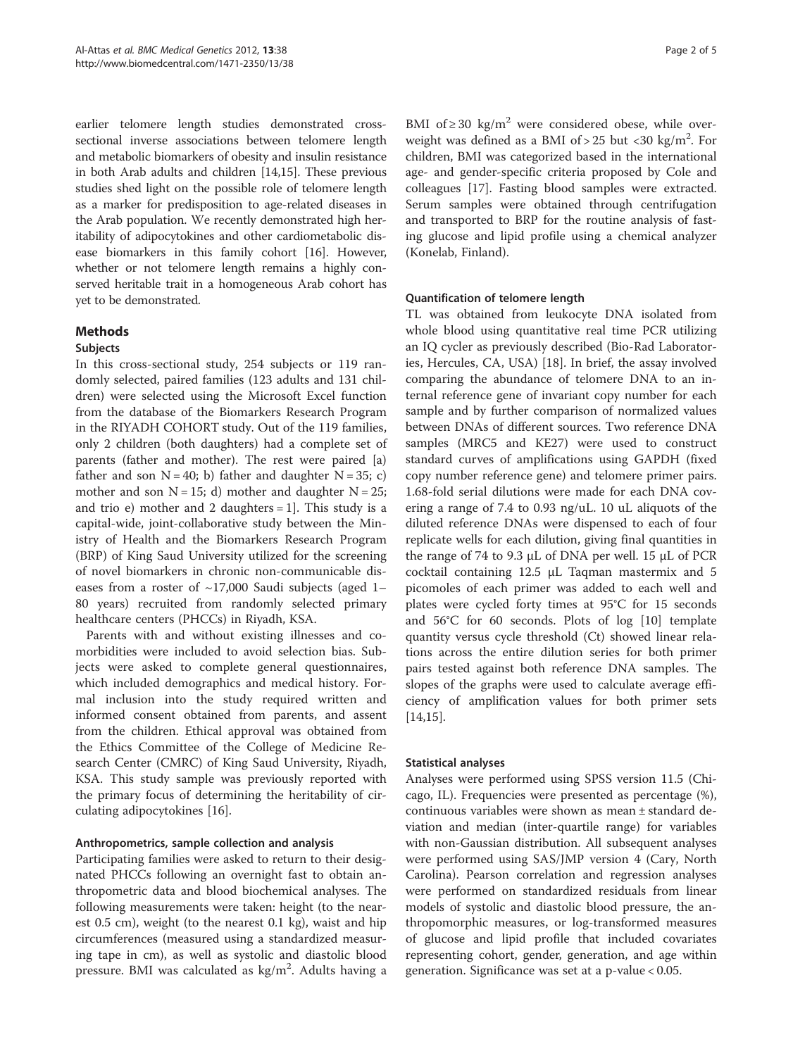earlier telomere length studies demonstrated cross-sectional inverse associations between telomere length and metabolic biomarkers of obesity and insulin resistance in both Arab adults and children [14,15]. These previous studies shed light on the possible role of telomere length as a marker for predisposition to age-related diseases in the Arab population. We recently demonstrated high heritability of adipocytokines and other cardiometabolic disease biomarkers in this family cohort [16]. However, whether or not telomere length remains a highly conserved heritable trait in a homogeneous Arab cohort has yet to be demonstrated.

## Methods

### Subjects

In this cross-sectional study, 254 subjects or 119 randomly selected, paired families (123 adults and 131 children) were selected using the Microsoft Excel function from the database of the Biomarkers Research Program in the RIYADH COHORT study. Out of the 119 families, only 2 children (both daughters) had a complete set of parents (father and mother). The rest were paired [a) father and son N = 40; b) father and daughter N = 35; c) mother and son N = 15; d) mother and daughter N = 25; and trio e) mother and 2 daughters = 1]. This study is a capital-wide, joint-collaborative study between the Ministry of Health and the Biomarkers Research Program (BRP) of King Saud University utilized for the screening of novel biomarkers in chronic non-communicable diseases from a roster of ~17,000 Saudi subjects (aged 1–80 years) recruited from randomly selected primary healthcare centers (PHCCs) in Riyadh, KSA.

Parents with and without existing illnesses and co-morbidities were included to avoid selection bias. Subjects were asked to complete general questionnaires, which included demographics and medical history. Formal inclusion into the study required written and informed consent obtained from parents, and assent from the children. Ethical approval was obtained from the Ethics Committee of the College of Medicine Research Center (CMRC) of King Saud University, Riyadh, KSA. This study sample was previously reported with the primary focus of determining the heritability of circulating adipocytokines [16].

### Anthropometrics, sample collection and analysis

Participating families were asked to return to their designated PHCCs following an overnight fast to obtain anthropometric data and blood biochemical analyses. The following measurements were taken: height (to the nearest 0.5 cm), weight (to the nearest 0.1 kg), waist and hip circumferences (measured using a standardized measuring tape in cm), as well as systolic and diastolic blood pressure. BMI was calculated as $kg/m^2$. Adults having a BMI of ≥ 30 $kg/m^2$ were considered obese, while overweight was defined as a BMI of > 25 but <30 $kg/m^2$. For children, BMI was categorized based in the international age- and gender-specific criteria proposed by Cole and colleagues [17]. Fasting blood samples were extracted. Serum samples were obtained through centrifugation and transported to BRP for the routine analysis of fasting glucose and lipid profile using a chemical analyzer (Konelab, Finland).

### Quantification of telomere length

TL was obtained from leukocyte DNA isolated from whole blood using quantitative real time PCR utilizing an IQ cycler as previously described (Bio-Rad Laboratories, Hercules, CA, USA) [18]. In brief, the assay involved comparing the abundance of telomere DNA to an internal reference gene of invariant copy number for each sample and by further comparison of normalized values between DNAs of different sources. Two reference DNA samples (MRC5 and KE27) were used to construct standard curves of amplifications using GAPDH (fixed copy number reference gene) and telomere primer pairs. 1.68-fold serial dilutions were made for each DNA covering a range of 7.4 to 0.93 ng/uL. 10 uL aliquots of the diluted reference DNAs were dispensed to each of four replicate wells for each dilution, giving final quantities in the range of 74 to 9.3 μL of DNA per well. 15 μL of PCR cocktail containing 12.5 μL Taqman mastermix and 5 picomoles of each primer was added to each well and plates were cycled forty times at 95°C for 15 seconds and 56°C for 60 seconds. Plots of log [10] template quantity versus cycle threshold (Ct) showed linear relations across the entire dilution series for both primer pairs tested against both reference DNA samples. The slopes of the graphs were used to calculate average efficiency of amplification values for both primer sets [14,15].

### Statistical analyses

Analyses were performed using SPSS version 11.5 (Chicago, IL). Frequencies were presented as percentage (%), continuous variables were shown as mean ± standard deviation and median (inter-quartile range) for variables with non-Gaussian distribution. All subsequent analyses were performed using SAS/JMP version 4 (Cary, North Carolina). Pearson correlation and regression analyses were performed on standardized residuals from linear models of systolic and diastolic blood pressure, the anthropomorphic measures, or log-transformed measures of glucose and lipid profile that included covariates representing cohort, gender, generation, and age within generation. Significance was set at a p-value < 0.05.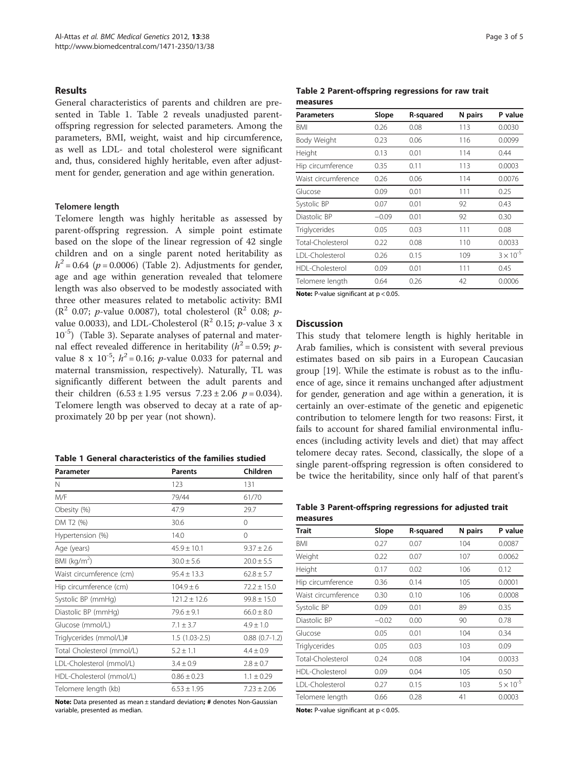## Results

General characteristics of parents and children are presented in Table 1. Table 2 reveals unadjusted parent-offspring regression for selected parameters. Among the parameters, BMI, weight, waist and hip circumference, as well as LDL- and total cholesterol were significant and, thus, considered highly heritable, even after adjustment for gender, generation and age within generation.

### Telomere length

Telomere length was highly heritable as assessed by parent-offspring regression. A simple point estimate based on the slope of the linear regression of 42 single children and on a single parent noted heritability as $h^2 = 0.64$ ($p = 0.0006$) (Table 2). Adjustments for gender, age and age within generation revealed that telomere length was also observed to be modestly associated with three other measures related to metabolic activity: BMI ($R^2$ 0.07; $p$-value 0.0087), total cholesterol ($R^2$ 0.08; $p$-value 0.0033), and LDL-Cholesterol ($R^2$ 0.15; $p$-value 3 x $10^{-5}$) (Table 3). Separate analyses of paternal and maternal effect revealed difference in heritability ($h^2 = 0.59$; $p$-value 8 x $10^{-5}$; $h^2 = 0.16$; $p$-value 0.033 for paternal and maternal transmission, respectively). Naturally, TL was significantly different between the adult parents and their children ($6.53 \pm 1.95$ versus $7.23 \pm 2.06$ $p = 0.034$). Telomere length was observed to decay at a rate of approximately 20 bp per year (not shown).

**Table 1 General characteristics of the families studied**

| Parameter | Parents | Children |
|---|---|---|
| N | 123 | 131 |
| M/F | 79/44 | 61/70 |
| Obesity (%) | 47.9 | 29.7 |
| DM T2 (%) | 30.6 | 0 |
| Hypertension (%) | 14.0 | 0 |
| Age (years) | 45.9 ± 10.1 | 9.37 ± 2.6 |
| BMI (kg/m$^2$) | 30.0 ± 5.6 | 20.0 ± 5.5 |
| Waist circumference (cm) | 95.4 ± 13.3 | 62.8 ± 5.7 |
| Hip circumference (cm) | 104.9 ± 6 | 72.2 ± 15.0 |
| Systolic BP (mmHg) | 121.2 ± 12.6 | 99.8 ± 15.0 |
| Diastolic BP (mmHg) | 79.6 ± 9.1 | 66.0 ± 8.0 |
| Glucose (mmol/L) | 7.1 ± 3.7 | 4.9 ± 1.0 |
| Triglycerides (mmol/L)# | 1.5 (1.03-2.5) | 0.88 (0.7-1.2) |
| Total Cholesterol (mmol/L) | 5.2 ± 1.1 | 4.4 ± 0.9 |
| LDL-Cholesterol (mmol/L) | 3.4 ± 0.9 | 2.8 ± 0.7 |
| HDL-Cholesterol (mmol/L) | 0.86 ± 0.23 | 1.1 ± 0.29 |
| Telomere length (kb) | 6.53 ± 1.95 | 7.23 ± 2.06 |

**Note:** Data presented as mean ± standard deviation**;** # denotes Non-Gaussian variable, presented as median.

**Table 2 Parent-offspring regressions for raw trait measures**

| Parameters | Slope | R-squared | N pairs | P value |
|---|---|---|---|---|
| BMI | 0.26 | 0.08 | 113 | 0.0030 |
| Body Weight | 0.23 | 0.06 | 116 | 0.0099 |
| Height | 0.13 | 0.01 | 114 | 0.44 |
| Hip circumference | 0.35 | 0.11 | 113 | 0.0003 |
| Waist circumference | 0.26 | 0.06 | 114 | 0.0076 |
| Glucose | 0.09 | 0.01 | 111 | 0.25 |
| Systolic BP | 0.07 | 0.01 | 92 | 0.43 |
| Diastolic BP | −0.09 | 0.01 | 92 | 0.30 |
| Triglycerides | 0.05 | 0.03 | 111 | 0.08 |
| Total-Cholesterol | 0.22 | 0.08 | 110 | 0.0033 |
| LDL-Cholesterol | 0.26 | 0.15 | 109 | $3 \times 10^{-5}$ |
| HDL-Cholesterol | 0.09 | 0.01 | 111 | 0.45 |
| Telomere length | 0.64 | 0.26 | 42 | 0.0006 |

**Note:** P-value significant at $p < 0.05$.

## Discussion

This study that telomere length is highly heritable in Arab families, which is consistent with several previous estimates based on sib pairs in a European Caucasian group [19]. While the estimate is robust as to the influence of age, since it remains unchanged after adjustment for gender, generation and age within a generation, it is certainly an over-estimate of the genetic and epigenetic contribution to telomere length for two reasons: First, it fails to account for shared familial environmental influences (including activity levels and diet) that may affect telomere decay rates. Second, classically, the slope of a single parent-offspring regression is often considered to be twice the heritability, since only half of that parent's

**Table 3 Parent-offspring regressions for adjusted trait measures**

| Trait | Slope | R-squared | N pairs | P value |
|---|---|---|---|---|
| BMI | 0.27 | 0.07 | 104 | 0.0087 |
| Weight | 0.22 | 0.07 | 107 | 0.0062 |
| Height | 0.17 | 0.02 | 106 | 0.12 |
| Hip circumference | 0.36 | 0.14 | 105 | 0.0001 |
| Waist circumference | 0.30 | 0.10 | 106 | 0.0008 |
| Systolic BP | 0.09 | 0.01 | 89 | 0.35 |
| Diastolic BP | −0.02 | 0.00 | 90 | 0.78 |
| Glucose | 0.05 | 0.01 | 104 | 0.34 |
| Triglycerides | 0.05 | 0.03 | 103 | 0.09 |
| Total-Cholesterol | 0.24 | 0.08 | 104 | 0.0033 |
| HDL-Cholesterol | 0.09 | 0.04 | 105 | 0.50 |
| LDL-Cholesterol | 0.27 | 0.15 | 103 | $5 \times 10^{-5}$ |
| Telomere length | 0.66 | 0.28 | 41 | 0.0003 |

**Note:** P-value significant at $p < 0.05$.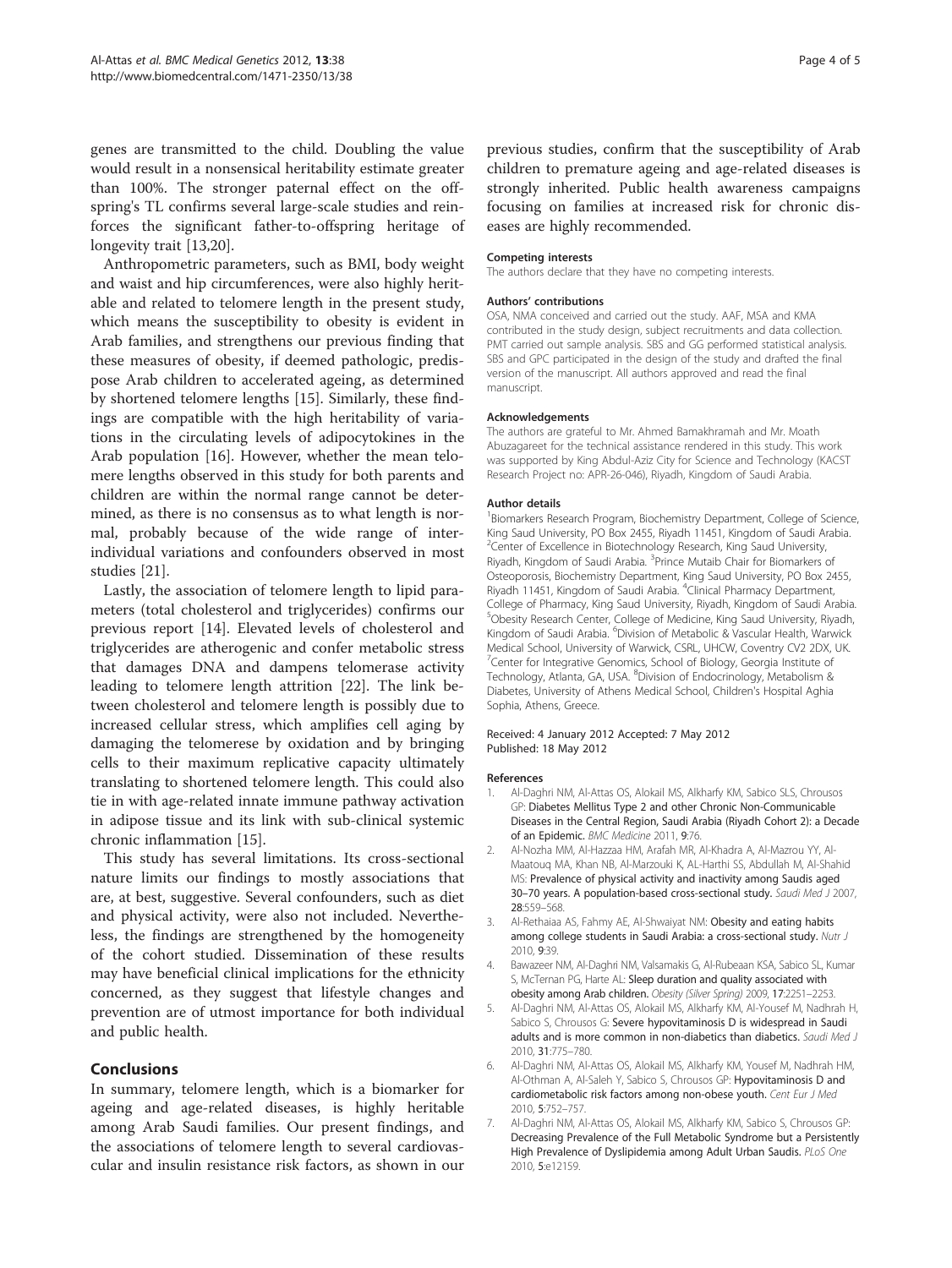genes are transmitted to the child. Doubling the value would result in a nonsensical heritability estimate greater than 100%. The stronger paternal effect on the offspring's TL confirms several large-scale studies and reinforces the significant father-to-offspring heritage of longevity trait [13,20].

Anthropometric parameters, such as BMI, body weight and waist and hip circumferences, were also highly heritable and related to telomere length in the present study, which means the susceptibility to obesity is evident in Arab families, and strengthens our previous finding that these measures of obesity, if deemed pathologic, predispose Arab children to accelerated ageing, as determined by shortened telomere lengths [15]. Similarly, these findings are compatible with the high heritability of variations in the circulating levels of adipocytokines in the Arab population [16]. However, whether the mean telomere lengths observed in this study for both parents and children are within the normal range cannot be determined, as there is no consensus as to what length is normal, probably because of the wide range of inter-individual variations and confounders observed in most studies [21].

Lastly, the association of telomere length to lipid parameters (total cholesterol and triglycerides) confirms our previous report [14]. Elevated levels of cholesterol and triglycerides are atherogenic and confer metabolic stress that damages DNA and dampens telomerase activity leading to telomere length attrition [22]. The link between cholesterol and telomere length is possibly due to increased cellular stress, which amplifies cell aging by damaging the telomerese by oxidation and by bringing cells to their maximum replicative capacity ultimately translating to shortened telomere length. This could also tie in with age-related innate immune pathway activation in adipose tissue and its link with sub-clinical systemic chronic inflammation [15].

This study has several limitations. Its cross-sectional nature limits our findings to mostly associations that are, at best, suggestive. Several confounders, such as diet and physical activity, were also not included. Nevertheless, the findings are strengthened by the homogeneity of the cohort studied. Dissemination of these results may have beneficial clinical implications for the ethnicity concerned, as they suggest that lifestyle changes and prevention are of utmost importance for both individual and public health.

## Conclusions

In summary, telomere length, which is a biomarker for ageing and age-related diseases, is highly heritable among Arab Saudi families. Our present findings, and the associations of telomere length to several cardiovascular and insulin resistance risk factors, as shown in our previous studies, confirm that the susceptibility of Arab children to premature ageing and age-related diseases is strongly inherited. Public health awareness campaigns focusing on families at increased risk for chronic diseases are highly recommended.

#### Competing interests

The authors declare that they have no competing interests.

#### Authors' contributions

OSA, NMA conceived and carried out the study. AAF, MSA and KMA contributed in the study design, subject recruitments and data collection. PMT carried out sample analysis. SBS and GG performed statistical analysis. SBS and GPC participated in the design of the study and drafted the final version of the manuscript. All authors approved and read the final manuscript.

#### Acknowledgements

The authors are grateful to Mr. Ahmed Bamakhramah and Mr. Moath Abuzagareet for the technical assistance rendered in this study. This work was supported by King Abdul-Aziz City for Science and Technology (KACST Research Project no: APR-26-046), Riyadh, Kingdom of Saudi Arabia.

#### Author details

[1]Biomarkers Research Program, Biochemistry Department, College of Science, King Saud University, PO Box 2455, Riyadh 11451, Kingdom of Saudi Arabia. [2]Center of Excellence in Biotechnology Research, King Saud University, Riyadh, Kingdom of Saudi Arabia. [3]Prince Mutaib Chair for Biomarkers of Osteoporosis, Biochemistry Department, King Saud University, PO Box 2455, Riyadh 11451, Kingdom of Saudi Arabia. [4]Clinical Pharmacy Department, College of Pharmacy, King Saud University, Riyadh, Kingdom of Saudi Arabia. [5]Obesity Research Center, College of Medicine, King Saud University, Riyadh, Kingdom of Saudi Arabia. [6]Division of Metabolic & Vascular Health, Warwick Medical School, University of Warwick, CSRL, UHCW, Coventry CV2 2DX, UK. [7]Center for Integrative Genomics, School of Biology, Georgia Institute of Technology, Atlanta, GA, USA. [8]Division of Endocrinology, Metabolism & Diabetes, University of Athens Medical School, Children's Hospital Aghia Sophia, Athens, Greece.

Received: 4 January 2012 Accepted: 7 May 2012
Published: 18 May 2012

#### References

1. Al-Daghri NM, Al-Attas OS, Alokail MS, Alkharfy KM, Sabico SLS, Chrousos GP: **Diabetes Mellitus Type 2 and other Chronic Non-Communicable Diseases in the Central Region, Saudi Arabia (Riyadh Cohort 2): a Decade of an Epidemic.** *BMC Medicine* 2011, **9**:76.
2. Al-Nozha MM, Al-Hazzaa HM, Arafah MR, Al-Khadra A, Al-Mazrou YY, Al-Maatouq MA, Khan NB, Al-Marzouki K, AL-Harthi SS, Abdullah M, Al-Shahid MS: **Prevalence of physical activity and inactivity among Saudis aged 30–70 years. A population-based cross-sectional study.** *Saudi Med J* 2007, **28**:559–568.
3. Al-Rethaiaa AS, Fahmy AE, Al-Shwaiyat NM: **Obesity and eating habits among college students in Saudi Arabia: a cross-sectional study.** *Nutr J* 2010, **9**:39.
4. Bawazeer NM, Al-Daghri NM, Valsamakis G, Al-Rubeaan KSA, Sabico SL, Kumar S, McTernan PG, Harte AL: **Sleep duration and quality associated with obesity among Arab children.** *Obesity (Silver Spring)* 2009, **17**:2251–2253.
5. Al-Daghri NM, Al-Attas OS, Alokail MS, Alkharfy KM, Al-Yousef M, Nadhrah H, Sabico S, Chrousos G: **Severe hypovitaminosis D is widespread in Saudi adults and is more common in non-diabetics than diabetics.** *Saudi Med J* 2010, **31**:775–780.
6. Al-Daghri NM, Al-Attas OS, Alokail MS, Alkharfy KM, Yousef M, Nadhrah HM, Al-Othman A, Al-Saleh Y, Sabico S, Chrousos GP: **Hypovitaminosis D and cardiometabolic risk factors among non-obese youth.** *Cent Eur J Med* 2010, **5**:752–757.
7. Al-Daghri NM, Al-Attas OS, Alokail MS, Alkharfy KM, Sabico S, Chrousos GP: **Decreasing Prevalence of the Full Metabolic Syndrome but a Persistently High Prevalence of Dyslipidemia among Adult Urban Saudis.** *PLoS One* 2010, **5**:e12159.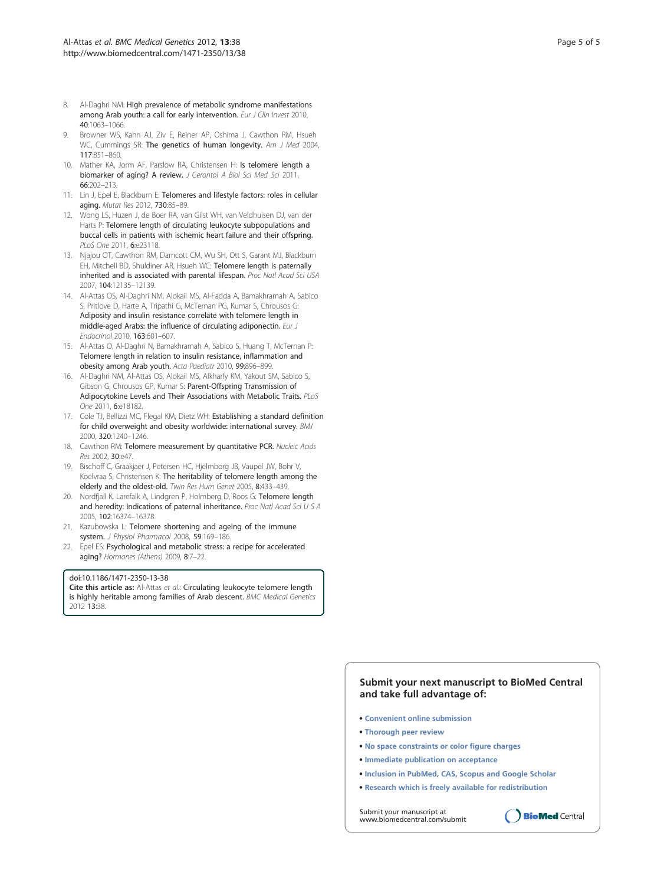8. Al-Daghri NM: **High prevalence of metabolic syndrome manifestations among Arab youth: a call for early intervention.** *Eur J Clin Invest* 2010, **40**:1063–1066.
9. Browner WS, Kahn AJ, Ziv E, Reiner AP, Oshima J, Cawthon RM, Hsueh WC, Cummings SR: **The genetics of human longevity.** *Am J Med* 2004, **117**:851–860.
10. Mather KA, Jorm AF, Parslow RA, Christensen H: **Is telomere length a biomarker of aging? A review.** *J Gerontol A Biol Sci Med Sci* 2011, **66**:202–213.
11. Lin J, Epel E, Blackburn E: **Telomeres and lifestyle factors: roles in cellular aging.** *Mutat Res* 2012, **730**:85–89.
12. Wong LS, Huzen J, de Boer RA, van Gilst WH, van Veldhuisen DJ, van der Harts P: **Telomere length of circulating leukocyte subpopulations and buccal cells in patients with ischemic heart failure and their offspring.** *PLoS One* 2011, **6**:e23118.
13. Njajou OT, Cawthon RM, Damcott CM, Wu SH, Ott S, Garant MJ, Blackburn EH, Mitchell BD, Shuldiner AR, Hsueh WC: **Telomere length is paternally inherited and is associated with parental lifespan.** *Proc Natl Acad Sci USA* 2007, **104**:12135–12139.
14. Al-Attas OS, Al-Daghri NM, Alokail MS, Al-Fadda A, Bamakhramah A, Sabico S, Pritlove D, Harte A, Tripathi G, McTernan PG, Kumar S, Chrousos G: **Adiposity and insulin resistance correlate with telomere length in middle-aged Arabs: the influence of circulating adiponectin.** *Eur J Endocrinol* 2010, **163**:601–607.
15. Al-Attas O, Al-Daghri N, Bamakhramah A, Sabico S, Huang T, McTernan P: **Telomere length in relation to insulin resistance, inflammation and obesity among Arab youth.** *Acta Paediatr* 2010, **99**:896–899.
16. Al-Daghri NM, Al-Attas OS, Alokail MS, Alkharfy KM, Yakout SM, Sabico S, Gibson G, Chrousos GP, Kumar S: **Parent-Offspring Transmission of Adipocytokine Levels and Their Associations with Metabolic Traits.** *PLoS One* 2011, **6**:e18182.
17. Cole TJ, Bellizzi MC, Flegal KM, Dietz WH: **Establishing a standard definition for child overweight and obesity worldwide: international survey.** *BMJ* 2000, **320**:1240–1246.
18. Cawthon RM: **Telomere measurement by quantitative PCR.** *Nucleic Acids Res* 2002, **30**:e47.
19. Bischoff C, Graakjaer J, Petersen HC, Hjelmborg JB, Vaupel JW, Bohr V, Koelvraa S, Christensen K: **The heritability of telomere length among the elderly and the oldest-old.** *Twin Res Hum Genet* 2005, **8**:433–439.
20. Nordfjall K, Larefalk A, Lindgren P, Holmberg D, Roos G: **Telomere length and heredity: Indications of paternal inheritance.** *Proc Natl Acad Sci U S A* 2005, **102**:16374–16378.
21. Kazubowska L: **Telomere shortening and ageing of the immune system.** *J Physiol Pharmacol* 2008, **59**:169–186.
22. Epel ES: **Psychological and metabolic stress: a recipe for accelerated aging?** *Hormones (Athens)* 2009, **8**:7–22.

doi:10.1186/1471-2350-13-38

**Cite this article as:** Al-Attas *et al.*: Circulating leukocyte telomere length is highly heritable among families of Arab descent. *BMC Medical Genetics* 2012 **13**:38.

**Submit your next manuscript to BioMed Central and take full advantage of:**

- **Convenient online submission**
- **Thorough peer review**
- **No space constraints or color figure charges**
- **Immediate publication on acceptance**
- **Inclusion in PubMed, CAS, Scopus and Google Scholar**
- **Research which is freely available for redistribution**

Submit your manuscript at www.biomedcentral.com/submit

BioMed Central